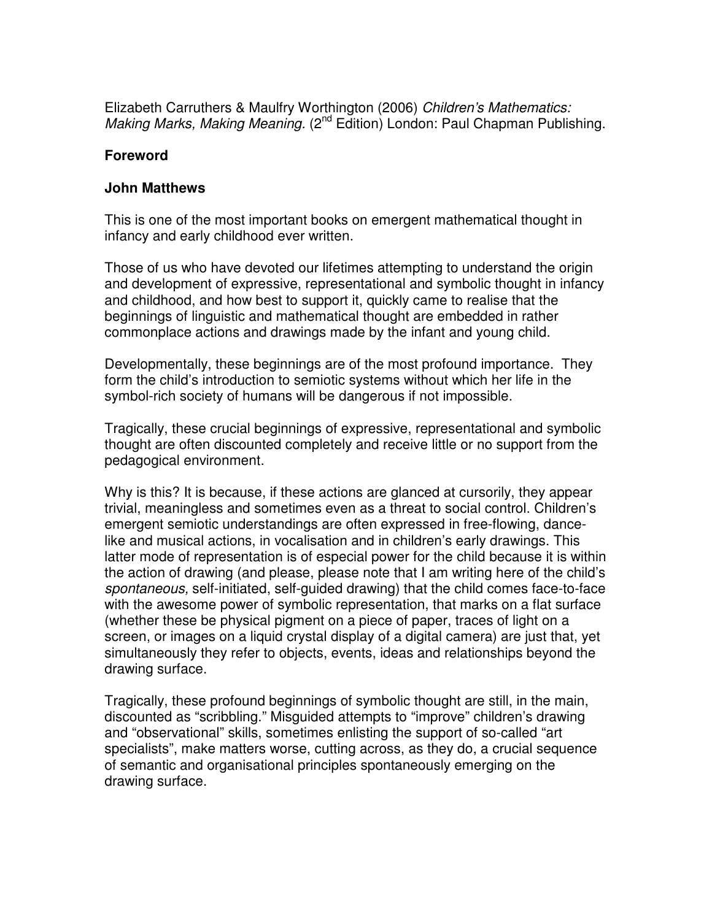Elizabeth Carruthers & Maulfry Worthington (2006) *Children's Mathematics: Making Marks, Making Meaning.* (2nd Edition) London: Paul Chapman Publishing.

## Foreword

### John Matthews

This is one of the most important books on emergent mathematical thought in infancy and early childhood ever written.

Those of us who have devoted our lifetimes attempting to understand the origin and development of expressive, representational and symbolic thought in infancy and childhood, and how best to support it, quickly came to realise that the beginnings of linguistic and mathematical thought are embedded in rather commonplace actions and drawings made by the infant and young child.

Developmentally, these beginnings are of the most profound importance. They form the child's introduction to semiotic systems without which her life in the symbol-rich society of humans will be dangerous if not impossible.

Tragically, these crucial beginnings of expressive, representational and symbolic thought are often discounted completely and receive little or no support from the pedagogical environment.

Why is this? It is because, if these actions are glanced at cursorily, they appear trivial, meaningless and sometimes even as a threat to social control. Children's emergent semiotic understandings are often expressed in free-flowing, dance-like and musical actions, in vocalisation and in children's early drawings. This latter mode of representation is of especial power for the child because it is within the action of drawing (and please, please note that I am writing here of the child's *spontaneous,* self-initiated, self-guided drawing) that the child comes face-to-face with the awesome power of symbolic representation, that marks on a flat surface (whether these be physical pigment on a piece of paper, traces of light on a screen, or images on a liquid crystal display of a digital camera) are just that, yet simultaneously they refer to objects, events, ideas and relationships beyond the drawing surface.

Tragically, these profound beginnings of symbolic thought are still, in the main, discounted as "scribbling." Misguided attempts to "improve" children's drawing and "observational" skills, sometimes enlisting the support of so-called "art specialists", make matters worse, cutting across, as they do, a crucial sequence of semantic and organisational principles spontaneously emerging on the drawing surface.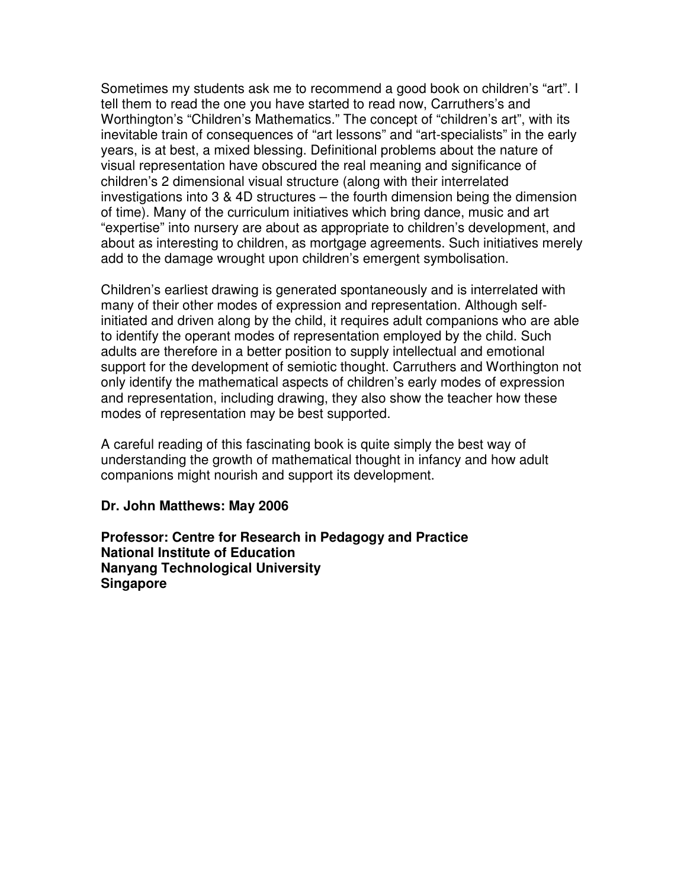Sometimes my students ask me to recommend a good book on children's "art". I tell them to read the one you have started to read now, Carruthers's and Worthington's "Children's Mathematics." The concept of "children's art", with its inevitable train of consequences of "art lessons" and "art-specialists" in the early years, is at best, a mixed blessing. Definitional problems about the nature of visual representation have obscured the real meaning and significance of children's 2 dimensional visual structure (along with their interrelated investigations into 3 & 4D structures – the fourth dimension being the dimension of time). Many of the curriculum initiatives which bring dance, music and art "expertise" into nursery are about as appropriate to children's development, and about as interesting to children, as mortgage agreements. Such initiatives merely add to the damage wrought upon children's emergent symbolisation.

Children's earliest drawing is generated spontaneously and is interrelated with many of their other modes of expression and representation. Although self-initiated and driven along by the child, it requires adult companions who are able to identify the operant modes of representation employed by the child. Such adults are therefore in a better position to supply intellectual and emotional support for the development of semiotic thought. Carruthers and Worthington not only identify the mathematical aspects of children's early modes of expression and representation, including drawing, they also show the teacher how these modes of representation may be best supported.

A careful reading of this fascinating book is quite simply the best way of understanding the growth of mathematical thought in infancy and how adult companions might nourish and support its development.

**Dr. John Matthews: May 2006**

**Professor: Centre for Research in Pedagogy and Practice**
**National Institute of Education**
**Nanyang Technological University**
**Singapore**